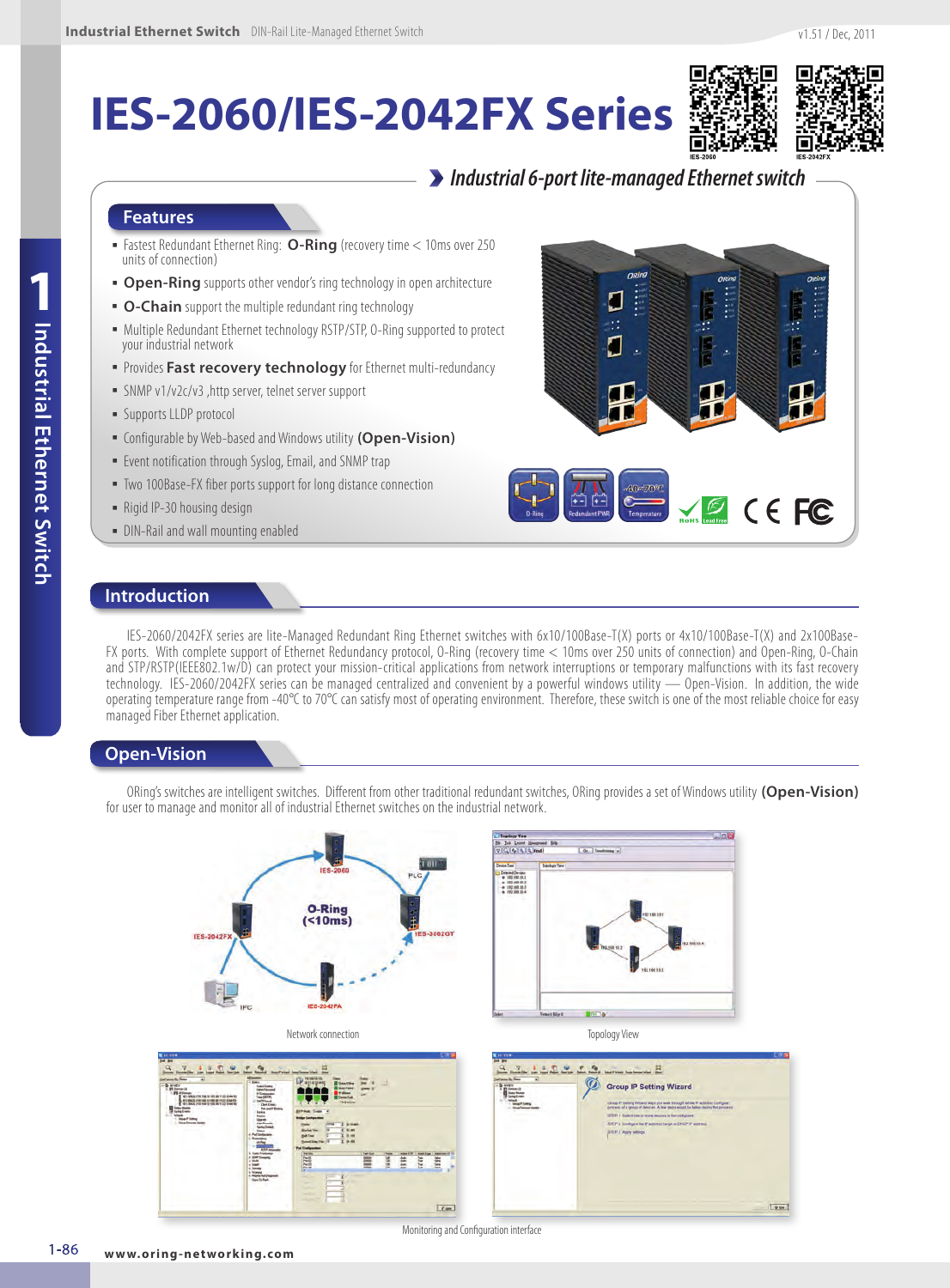# IES-2060/IES-2042FX Series

## Industrial 6-port lite-managed Ethernet switch

## Features

- Fastest Redundant Ethernet Ring: **O-Ring** (recovery time < 10ms over 250 units of connection)
- **Open-Ring** supports other vendor's ring technology in open architecture
- **O-Chain** support the multiple redundant ring technology
- Multiple Redundant Ethernet technology RSTP/STP, O-Ring supported to protect your industrial network
- Provides **Fast recovery technology** for Ethernet multi-redundancy
- SNMP v1/v2c/v3 ,http server, telnet server support
- Supports LLDP protocol
- Configurable by Web-based and Windows utility **(Open-Vision)**
- Event notification through Syslog, Email, and SNMP trap
- Two 100Base-FX fiber ports support for long distance connection
- Rigid IP-30 housing design
- DIN-Rail and wall mounting enabled

## Introduction

IES-2060/2042FX series are lite-Managed Redundant Ring Ethernet switches with 6x10/100Base-T(X) ports or 4x10/100Base-T(X) and 2x100Base-FX ports. With complete support of Ethernet Redundancy protocol, O-Ring (recovery time < 10ms over 250 units of connection) and Open-Ring, O-Chain and STP/RSTP(IEEE802.1w/D) can protect your mission-critical applications from network interruptions or temporary malfunctions with its fast recovery technology. IES-2060/2042FX series can be managed centralized and convenient by a powerful windows utility — Open-Vision. In addition, the wide operating temperature range from -40°C to 70°C can satisfy most of operating environment. Therefore, these switch is one of the most reliable choice for easy managed Fiber Ethernet application.

## Open-Vision

ORing's switches are intelligent switches. Different from other traditional redundant switches, ORing provides a set of Windows utility **(Open-Vision)** for user to manage and monitor all of industrial Ethernet switches on the industrial network.

Network connection

Topology View

Monitoring and Configuration interface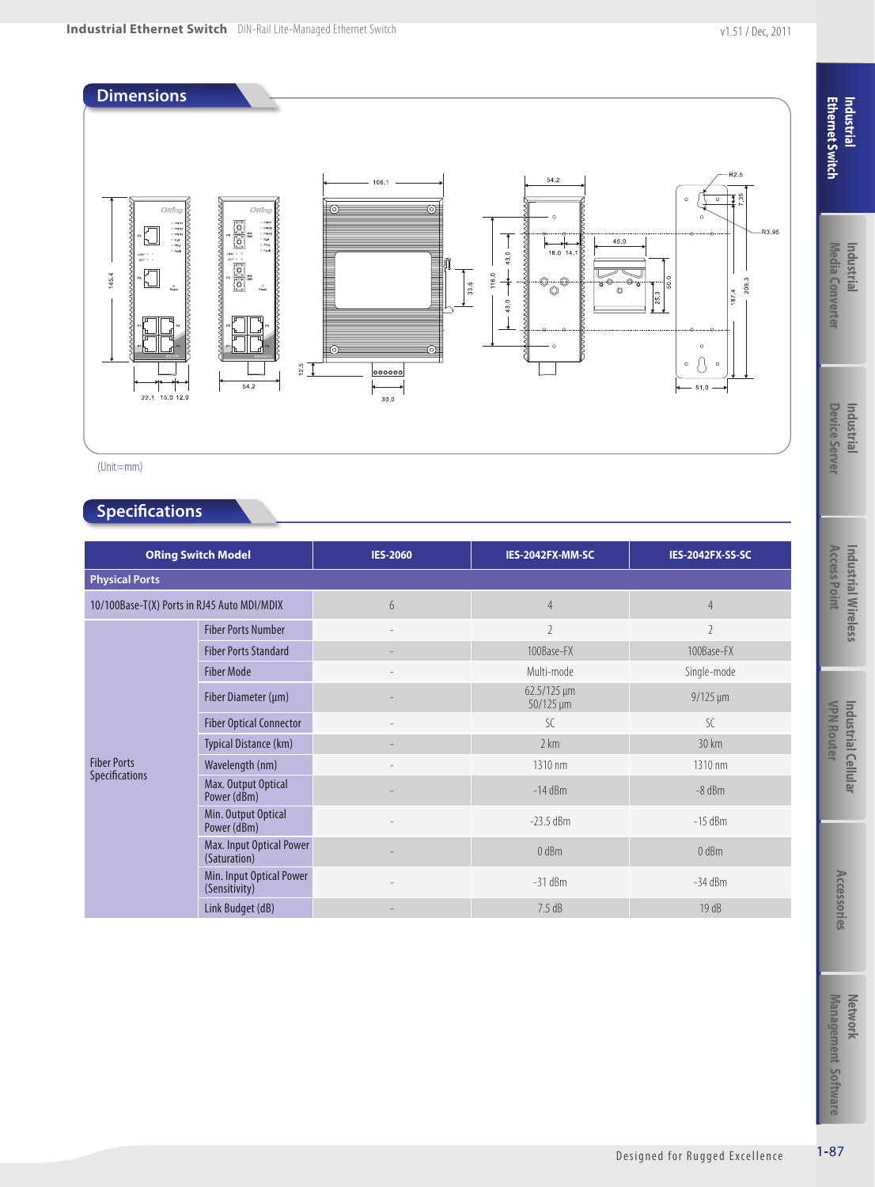## Dimensions

145.4

22.1 15.0 12.0

54.2

106.1

12.5

30.0

33.6

54.2

116.0

43.0

43.0

18.0 14.1

45.0

25.3

50.0

R2.5

R3.95

7.35

187.4

209.3

51.0

(Unit=mm)

## Specifications

| ORing Switch Model | | IES-2060 | IES-2042FX-MM-SC | IES-2042FX-SS-SC |
|---|---|---|---|---|
| **Physical Ports** | | | | |
| 10/100Base-T(X) Ports in RJ45 Auto MDI/MDIX | | 6 | 4 | 4 |
| Fiber Ports Specifications | Fiber Ports Number | - | 2 | 2 |
| | Fiber Ports Standard | - | 100Base-FX | 100Base-FX |
| | Fiber Mode | - | Multi-mode | Single-mode |
| | Fiber Diameter (μm) | - | 62.5/125 μm<br>50/125 μm | 9/125 μm |
| | Fiber Optical Connector | - | SC | SC |
| | Typical Distance (km) | - | 2 km | 30 km |
| | Wavelength (nm) | - | 1310 nm | 1310 nm |
| | Max. Output Optical Power (dBm) | - | -14 dBm | -8 dBm |
| | Min. Output Optical Power (dBm) | - | -23.5 dBm | -15 dBm |
| | Max. Input Optical Power (Saturation) | - | 0 dBm | 0 dBm |
| | Min. Input Optical Power (Sensitivity) | - | -31 dBm | -34 dBm |
| | Link Budget (dB) | - | 7.5 dB | 19 dB |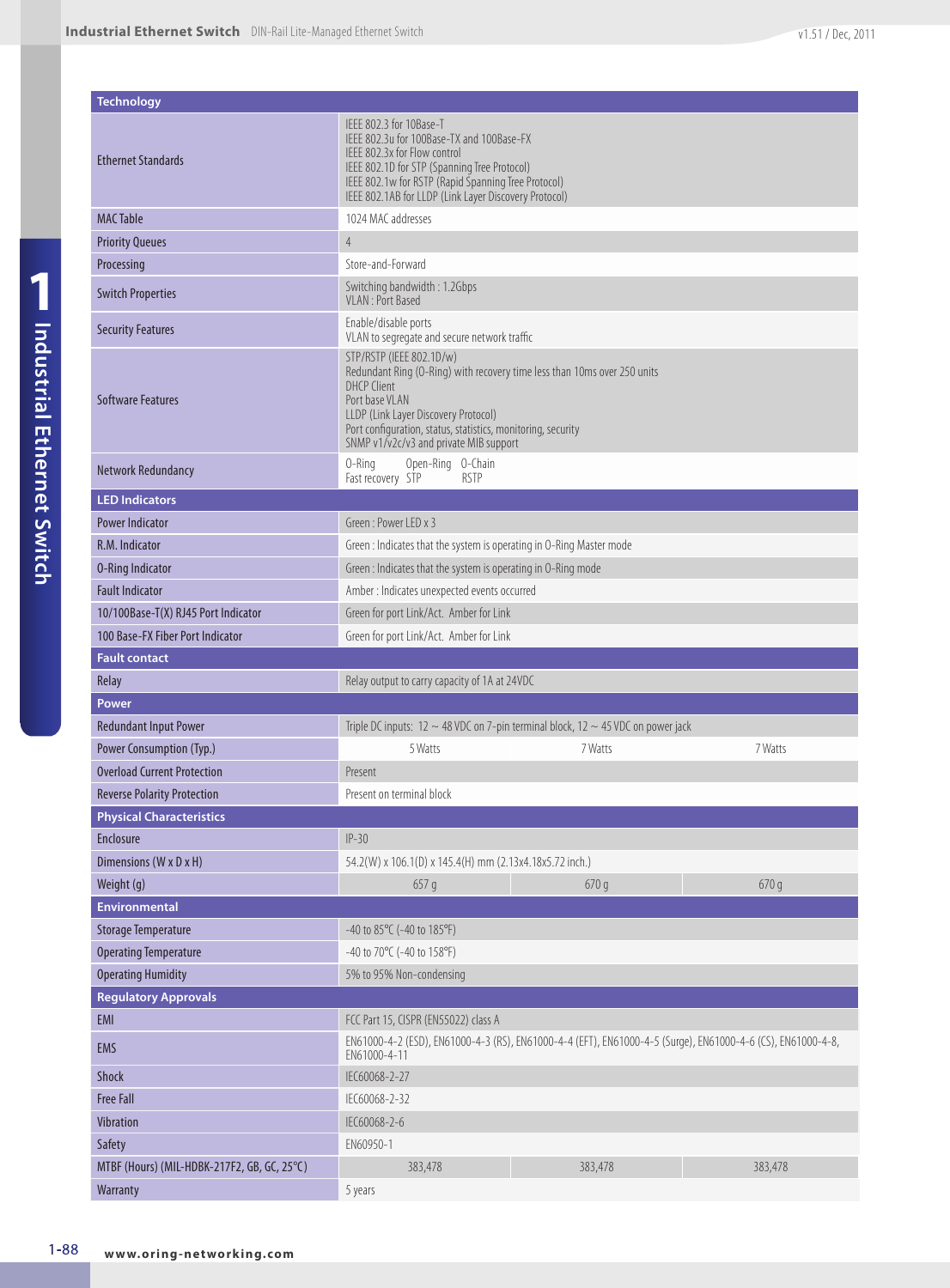| | | | |
|---|---|---|---|
| **Technology** | | | |
| Ethernet Standards | IEEE 802.3 for 10Base-T<br>IEEE 802.3u for 100Base-TX and 100Base-FX<br>IEEE 802.3x for Flow control<br>IEEE 802.1D for STP (Spanning Tree Protocol)<br>IEEE 802.1w for RSTP (Rapid Spanning Tree Protocol)<br>IEEE 802.1AB for LLDP (Link Layer Discovery Protocol) | | |
| MAC Table | 1024 MAC addresses | | |
| Priority Queues | 4 | | |
| Processing | Store-and-Forward | | |
| Switch Properties | Switching bandwidth : 1.2Gbps<br>VLAN : Port Based | | |
| Security Features | Enable/disable ports<br>VLAN to segregate and secure network traffic | | |
| Software Features | STP/RSTP (IEEE 802.1D/w)<br>Redundant Ring (O-Ring) with recovery time less than 10ms over 250 units<br>DHCP Client<br>Port base VLAN<br>LLDP (Link Layer Discovery Protocol)<br>Port configuration, status, statistics, monitoring, security<br>SNMP v1/v2c/v3 and private MIB support | | |
| Network Redundancy | O-Ring Open-Ring O-Chain Fast recovery STP RSTP | | |
| **LED Indicators** | | | |
| Power Indicator | Green : Power LED x 3 | | |
| R.M. Indicator | Green : Indicates that the system is operating in O-Ring Master mode | | |
| O-Ring Indicator | Green : Indicates that the system is operating in O-Ring mode | | |
| Fault Indicator | Amber : Indicates unexpected events occurred | | |
| 10/100Base-T(X) RJ45 Port Indicator | Green for port Link/Act. Amber for Link | | |
| 100 Base-FX Fiber Port Indicator | Green for port Link/Act. Amber for Link | | |
| **Fault contact** | | | |
| Relay | Relay output to carry capacity of 1A at 24VDC | | |
| **Power** | | | |
| Redundant Input Power | Triple DC inputs: 12 ~ 48 VDC on 7-pin terminal block, 12 ~ 45 VDC on power jack | | |
| Power Consumption (Typ.) | 5 Watts | 7 Watts | 7 Watts |
| Overload Current Protection | Present | | |
| Reverse Polarity Protection | Present on terminal block | | |
| **Physical Characteristics** | | | |
| Enclosure | IP-30 | | |
| Dimensions (W x D x H) | 54.2(W) x 106.1(D) x 145.4(H) mm (2.13x4.18x5.72 inch.) | | |
| Weight (g) | 657 g | 670 g | 670 g |
| **Environmental** | | | |
| Storage Temperature | -40 to 85°C (-40 to 185°F) | | |
| Operating Temperature | -40 to 70°C (-40 to 158°F) | | |
| Operating Humidity | 5% to 95% Non-condensing | | |
| **Regulatory Approvals** | | | |
| EMI | FCC Part 15, CISPR (EN55022) class A | | |
| EMS | EN61000-4-2 (ESD), EN61000-4-3 (RS), EN61000-4-4 (EFT), EN61000-4-5 (Surge), EN61000-4-6 (CS), EN61000-4-8, EN61000-4-11 | | |
| Shock | IEC60068-2-27 | | |
| Free Fall | IEC60068-2-32 | | |
| Vibration | IEC60068-2-6 | | |
| Safety | EN60950-1 | | |
| MTBF (Hours) (MIL-HDBK-217F2, GB, GC, 25°C) | 383,478 | 383,478 | 383,478 |
| Warranty | 5 years | | |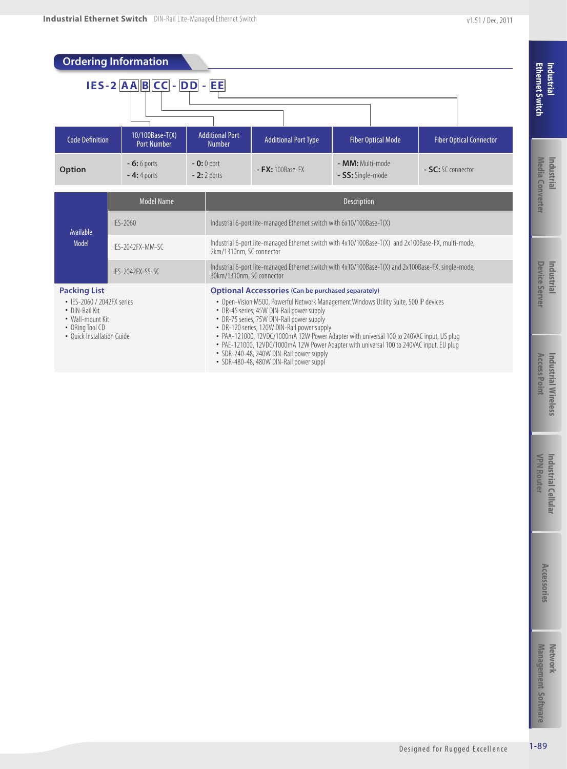## Ordering Information

**IES-2 AA B CC - DD - EE**

| Code Definition | 10/100Base-T(X) Port Number | Additional Port Number | Additional Port Type | Fiber Optical Mode | Fiber Optical Connector |
|---|---|---|---|---|---|
| **Option** | **- 6:** 6 ports<br>**- 4:** 4 ports | **- 0:** 0 port<br>**- 2:** 2 ports | **- FX:** 100Base-FX | **- MM:** Multi-mode<br>**- SS:** Single-mode | **- SC:** SC connector |

| | Model Name | Description |
|---|---|---|
| Available Model | IES-2060 | Industrial 6-port lite-managed Ethernet switch with 6x10/100Base-T(X) |
| | IES-2042FX-MM-SC | Industrial 6-port lite-managed Ethernet switch with 4x10/100Base-T(X) and 2x100Base-FX, multi-mode, 2km/1310nm, SC connector |
| | IES-2042FX-SS-SC | Industrial 6-port lite-managed Ethernet switch with 4x10/100Base-T(X) and 2x100Base-FX, single-mode, 30km/1310nm, SC connector |

### Packing List

- IES-2060 / 2042FX series
- DIN-Rail Kit
- Wall-mount Kit
- ORing Tool CD
- Quick Installation Guide

### Optional Accessories (Can be purchased separately)

- Open-Vision M500, Powerful Network Management Windows Utility Suite, 500 IP devices
- DR-45 series, 45W DIN-Rail power supply
- DR-75 series, 75W DIN-Rail power supply
- DR-120 series, 120W DIN-Rail power supply
- PAA-121000, 12VDC/1000mA 12W Power Adapter with universal 100 to 240VAC input, US plug
- PAE-121000, 12VDC/1000mA 12W Power Adapter with universal 100 to 240VAC input, EU plug
- SDR-240-48, 240W DIN-Rail power supply
- SDR-480-48, 480W DIN-Rail power suppl